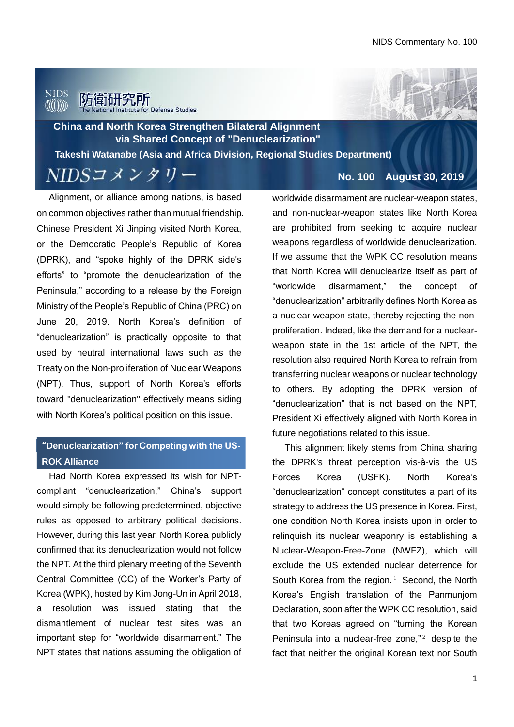# China and North Korea Strengthen Bilateral Alignment via Shared Concept of "Denuclearization"

**Takeshi Watanabe (Asia and Africa Division, Regional Studies Department)**

NIDSコメンタリー

**No. 100 August 30, 2019**

Alignment, or alliance among nations, is based on common objectives rather than mutual friendship. Chinese President Xi Jinping visited North Korea, or the Democratic People's Republic of Korea (DPRK), and "spoke highly of the DPRK side's efforts" to "promote the denuclearization of the Peninsula," according to a release by the Foreign Ministry of the People's Republic of China (PRC) on June 20, 2019. North Korea's definition of "denuclearization" is practically opposite to that used by neutral international laws such as the Treaty on the Non-proliferation of Nuclear Weapons (NPT). Thus, support of North Korea's efforts toward "denuclearization" effectively means siding with North Korea's political position on this issue.

## "Denuclearization" for Competing with the US-ROK Alliance

Had North Korea expressed its wish for NPT-compliant "denuclearization," China's support would simply be following predetermined, objective rules as opposed to arbitrary political decisions. However, during this last year, North Korea publicly confirmed that its denuclearization would not follow the NPT. At the third plenary meeting of the Seventh Central Committee (CC) of the Worker's Party of Korea (WPK), hosted by Kim Jong-Un in April 2018, a resolution was issued stating that the dismantlement of nuclear test sites was an important step for "worldwide disarmament." The NPT states that nations assuming the obligation of worldwide disarmament are nuclear-weapon states, and non-nuclear-weapon states like North Korea are prohibited from seeking to acquire nuclear weapons regardless of worldwide denuclearization. If we assume that the WPK CC resolution means that North Korea will denuclearize itself as part of "worldwide disarmament," the concept of "denuclearization" arbitrarily defines North Korea as a nuclear-weapon state, thereby rejecting the non-proliferation. Indeed, like the demand for a nuclear-weapon state in the 1st article of the NPT, the resolution also required North Korea to refrain from transferring nuclear weapons or nuclear technology to others. By adopting the DPRK version of "denuclearization" that is not based on the NPT, President Xi effectively aligned with North Korea in future negotiations related to this issue.

This alignment likely stems from China sharing the DPRK's threat perception vis-à-vis the US Forces Korea (USFK). North Korea's "denuclearization" concept constitutes a part of its strategy to address the US presence in Korea. First, one condition North Korea insists upon in order to relinquish its nuclear weaponry is establishing a Nuclear-Weapon-Free-Zone (NWFZ), which will exclude the US extended nuclear deterrence for South Korea from the region.[1] Second, the North Korea's English translation of the Panmunjom Declaration, soon after the WPK CC resolution, said that two Koreas agreed on "turning the Korean Peninsula into a nuclear-free zone,"[2] despite the fact that neither the original Korean text nor South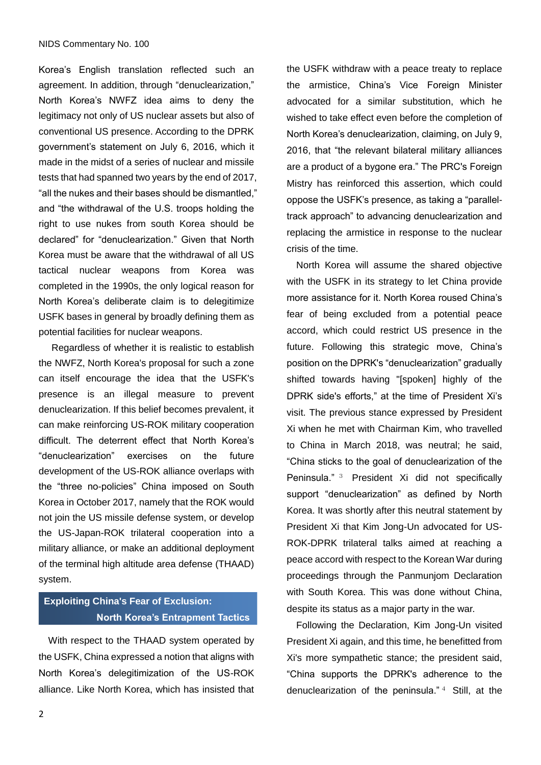Korea's English translation reflected such an agreement. In addition, through "denuclearization," North Korea's NWFZ idea aims to deny the legitimacy not only of US nuclear assets but also of conventional US presence. According to the DPRK government's statement on July 6, 2016, which it made in the midst of a series of nuclear and missile tests that had spanned two years by the end of 2017, "all the nukes and their bases should be dismantled," and "the withdrawal of the U.S. troops holding the right to use nukes from south Korea should be declared" for "denuclearization." Given that North Korea must be aware that the withdrawal of all US tactical nuclear weapons from Korea was completed in the 1990s, the only logical reason for North Korea's deliberate claim is to delegitimize USFK bases in general by broadly defining them as potential facilities for nuclear weapons.

Regardless of whether it is realistic to establish the NWFZ, North Korea's proposal for such a zone can itself encourage the idea that the USFK's presence is an illegal measure to prevent denuclearization. If this belief becomes prevalent, it can make reinforcing US-ROK military cooperation difficult. The deterrent effect that North Korea's "denuclearization" exercises on the future development of the US-ROK alliance overlaps with the "three no-policies" China imposed on South Korea in October 2017, namely that the ROK would not join the US missile defense system, or develop the US-Japan-ROK trilateral cooperation into a military alliance, or make an additional deployment of the terminal high altitude area defense (THAAD) system.

## Exploiting China's Fear of Exclusion: North Korea's Entrapment Tactics

With respect to the THAAD system operated by the USFK, China expressed a notion that aligns with North Korea's delegitimization of the US-ROK alliance. Like North Korea, which has insisted that the USFK withdraw with a peace treaty to replace the armistice, China's Vice Foreign Minister advocated for a similar substitution, which he wished to take effect even before the completion of North Korea's denuclearization, claiming, on July 9, 2016, that "the relevant bilateral military alliances are a product of a bygone era." The PRC's Foreign Mistry has reinforced this assertion, which could oppose the USFK's presence, as taking a "parallel-track approach" to advancing denuclearization and replacing the armistice in response to the nuclear crisis of the time.

North Korea will assume the shared objective with the USFK in its strategy to let China provide more assistance for it. North Korea roused China's fear of being excluded from a potential peace accord, which could restrict US presence in the future. Following this strategic move, China's position on the DPRK's "denuclearization" gradually shifted towards having "[spoken] highly of the DPRK side's efforts," at the time of President Xi's visit. The previous stance expressed by President Xi when he met with Chairman Kim, who travelled to China in March 2018, was neutral; he said, "China sticks to the goal of denuclearization of the Peninsula." [3] President Xi did not specifically support "denuclearization" as defined by North Korea. It was shortly after this neutral statement by President Xi that Kim Jong-Un advocated for US-ROK-DPRK trilateral talks aimed at reaching a peace accord with respect to the Korean War during proceedings through the Panmunjom Declaration with South Korea. This was done without China, despite its status as a major party in the war.

Following the Declaration, Kim Jong-Un visited President Xi again, and this time, he benefitted from Xi's more sympathetic stance; the president said, "China supports the DPRK's adherence to the denuclearization of the peninsula." [4] Still, at the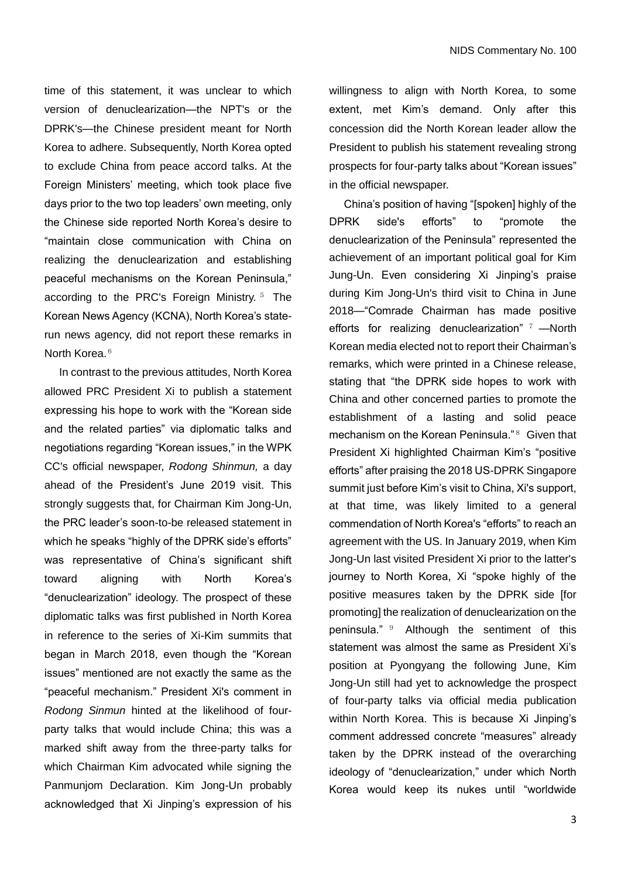time of this statement, it was unclear to which version of denuclearization—the NPT's or the DPRK's—the Chinese president meant for North Korea to adhere. Subsequently, North Korea opted to exclude China from peace accord talks. At the Foreign Ministers' meeting, which took place five days prior to the two top leaders' own meeting, only the Chinese side reported North Korea's desire to "maintain close communication with China on realizing the denuclearization and establishing peaceful mechanisms on the Korean Peninsula," according to the PRC's Foreign Ministry.[5] The Korean News Agency (KCNA), North Korea's state-run news agency, did not report these remarks in North Korea.[6]

In contrast to the previous attitudes, North Korea allowed PRC President Xi to publish a statement expressing his hope to work with the "Korean side and the related parties" via diplomatic talks and negotiations regarding "Korean issues," in the WPK CC's official newspaper, *Rodong Shinmun,* a day ahead of the President's June 2019 visit. This strongly suggests that, for Chairman Kim Jong-Un, the PRC leader's soon-to-be released statement in which he speaks "highly of the DPRK side's efforts" was representative of China's significant shift toward aligning with North Korea's "denuclearization" ideology. The prospect of these diplomatic talks was first published in North Korea in reference to the series of Xi-Kim summits that began in March 2018, even though the "Korean issues" mentioned are not exactly the same as the "peaceful mechanism." President Xi's comment in *Rodong Sinmun* hinted at the likelihood of four-party talks that would include China; this was a marked shift away from the three-party talks for which Chairman Kim advocated while signing the Panmunjom Declaration. Kim Jong-Un probably acknowledged that Xi Jinping's expression of his willingness to align with North Korea, to some extent, met Kim's demand. Only after this concession did the North Korean leader allow the President to publish his statement revealing strong prospects for four-party talks about "Korean issues" in the official newspaper.

China's position of having "[spoken] highly of the DPRK side's efforts" to "promote the denuclearization of the Peninsula" represented the achievement of an important political goal for Kim Jung-Un. Even considering Xi Jinping's praise during Kim Jong-Un's third visit to China in June 2018—"Comrade Chairman has made positive efforts for realizing denuclearization"[7] —North Korean media elected not to report their Chairman's remarks, which were printed in a Chinese release, stating that "the DPRK side hopes to work with China and other concerned parties to promote the establishment of a lasting and solid peace mechanism on the Korean Peninsula."[8] Given that President Xi highlighted Chairman Kim's "positive efforts" after praising the 2018 US-DPRK Singapore summit just before Kim's visit to China, Xi's support, at that time, was likely limited to a general commendation of North Korea's "efforts" to reach an agreement with the US. In January 2019, when Kim Jong-Un last visited President Xi prior to the latter's journey to North Korea, Xi "spoke highly of the positive measures taken by the DPRK side [for promoting] the realization of denuclearization on the peninsula."[9] Although the sentiment of this statement was almost the same as President Xi's position at Pyongyang the following June, Kim Jong-Un still had yet to acknowledge the prospect of four-party talks via official media publication within North Korea. This is because Xi Jinping's comment addressed concrete "measures" already taken by the DPRK instead of the overarching ideology of "denuclearization," under which North Korea would keep its nukes until "worldwide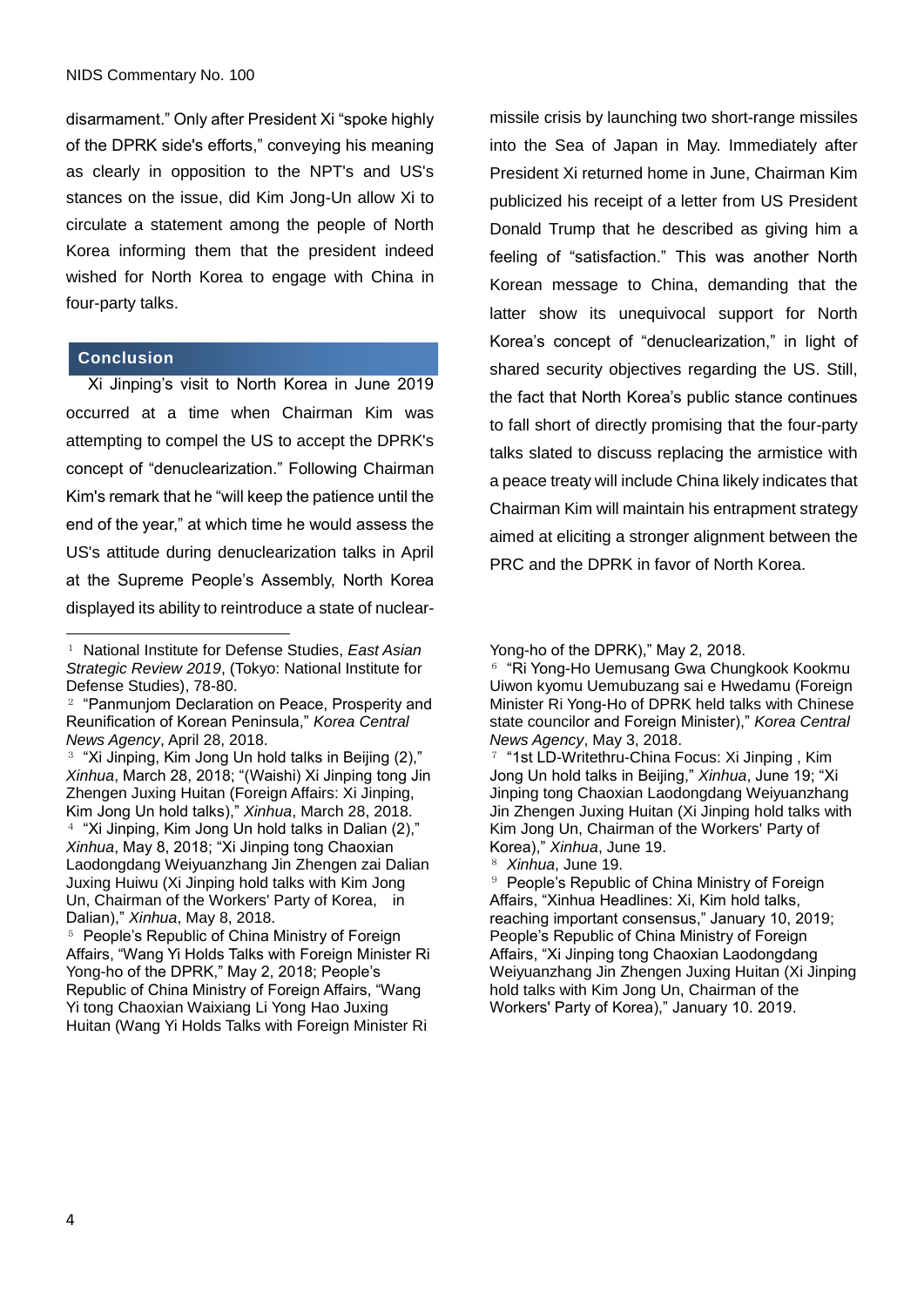disarmament." Only after President Xi "spoke highly of the DPRK side's efforts," conveying his meaning as clearly in opposition to the NPT's and US's stances on the issue, did Kim Jong-Un allow Xi to circulate a statement among the people of North Korea informing them that the president indeed wished for North Korea to engage with China in four-party talks.

## Conclusion

Xi Jinping's visit to North Korea in June 2019 occurred at a time when Chairman Kim was attempting to compel the US to accept the DPRK's concept of "denuclearization." Following Chairman Kim's remark that he "will keep the patience until the end of the year," at which time he would assess the US's attitude during denuclearization talks in April at the Supreme People's Assembly, North Korea displayed its ability to reintroduce a state of nuclear-missile crisis by launching two short-range missiles into the Sea of Japan in May. Immediately after President Xi returned home in June, Chairman Kim publicized his receipt of a letter from US President Donald Trump that he described as giving him a feeling of "satisfaction." This was another North Korean message to China, demanding that the latter show its unequivocal support for North Korea's concept of "denuclearization," in light of shared security objectives regarding the US. Still, the fact that North Korea's public stance continues to fall short of directly promising that the four-party talks slated to discuss replacing the armistice with a peace treaty will include China likely indicates that Chairman Kim will maintain his entrapment strategy aimed at eliciting a stronger alignment between the PRC and the DPRK in favor of North Korea.

---

[1] National Institute for Defense Studies, *East Asian Strategic Review 2019*, (Tokyo: National Institute for Defense Studies), 78-80.

[2] "Panmunjom Declaration on Peace, Prosperity and Reunification of Korean Peninsula," *Korea Central News Agency*, April 28, 2018.

[3] "Xi Jinping, Kim Jong Un hold talks in Beijing (2)," *Xinhua*, March 28, 2018; "(Waishi) Xi Jinping tong Jin Zhengen Juxing Huitan (Foreign Affairs: Xi Jinping, Kim Jong Un hold talks)," *Xinhua*, March 28, 2018.

[4] "Xi Jinping, Kim Jong Un hold talks in Dalian (2)," *Xinhua*, May 8, 2018; "Xi Jinping tong Chaoxian Laodongdang Weiyuanzhang Jin Zhengen zai Dalian Juxing Huiwu (Xi Jinping hold talks with Kim Jong Un, Chairman of the Workers' Party of Korea, in Dalian)," *Xinhua*, May 8, 2018.

[5] People's Republic of China Ministry of Foreign Affairs, "Wang Yi Holds Talks with Foreign Minister Ri Yong-ho of the DPRK," May 2, 2018; People's Republic of China Ministry of Foreign Affairs, "Wang Yi tong Chaoxian Waixiang Li Yong Hao Juxing Huitan (Wang Yi Holds Talks with Foreign Minister Ri Yong-ho of the DPRK)," May 2, 2018.

[6] "Ri Yong-Ho Uemusang Gwa Chungkook Kookmu Uiwon kyomu Uemubuzang sai e Hwedamu (Foreign Minister Ri Yong-Ho of DPRK held talks with Chinese state councilor and Foreign Minister)," *Korea Central News Agency*, May 3, 2018.

[7] "1st LD-Writethru-China Focus: Xi Jinping , Kim Jong Un hold talks in Beijing," *Xinhua*, June 19; "Xi Jinping tong Chaoxian Laodongdang Weiyuanzhang Jin Zhengen Juxing Huitan (Xi Jinping hold talks with Kim Jong Un, Chairman of the Workers' Party of Korea)," *Xinhua*, June 19.

[8] *Xinhua*, June 19.

[9] People's Republic of China Ministry of Foreign Affairs, "Xinhua Headlines: Xi, Kim hold talks, reaching important consensus," January 10, 2019; People's Republic of China Ministry of Foreign Affairs, "Xi Jinping tong Chaoxian Laodongdang Weiyuanzhang Jin Zhengen Juxing Huitan (Xi Jinping hold talks with Kim Jong Un, Chairman of the Workers' Party of Korea)," January 10. 2019.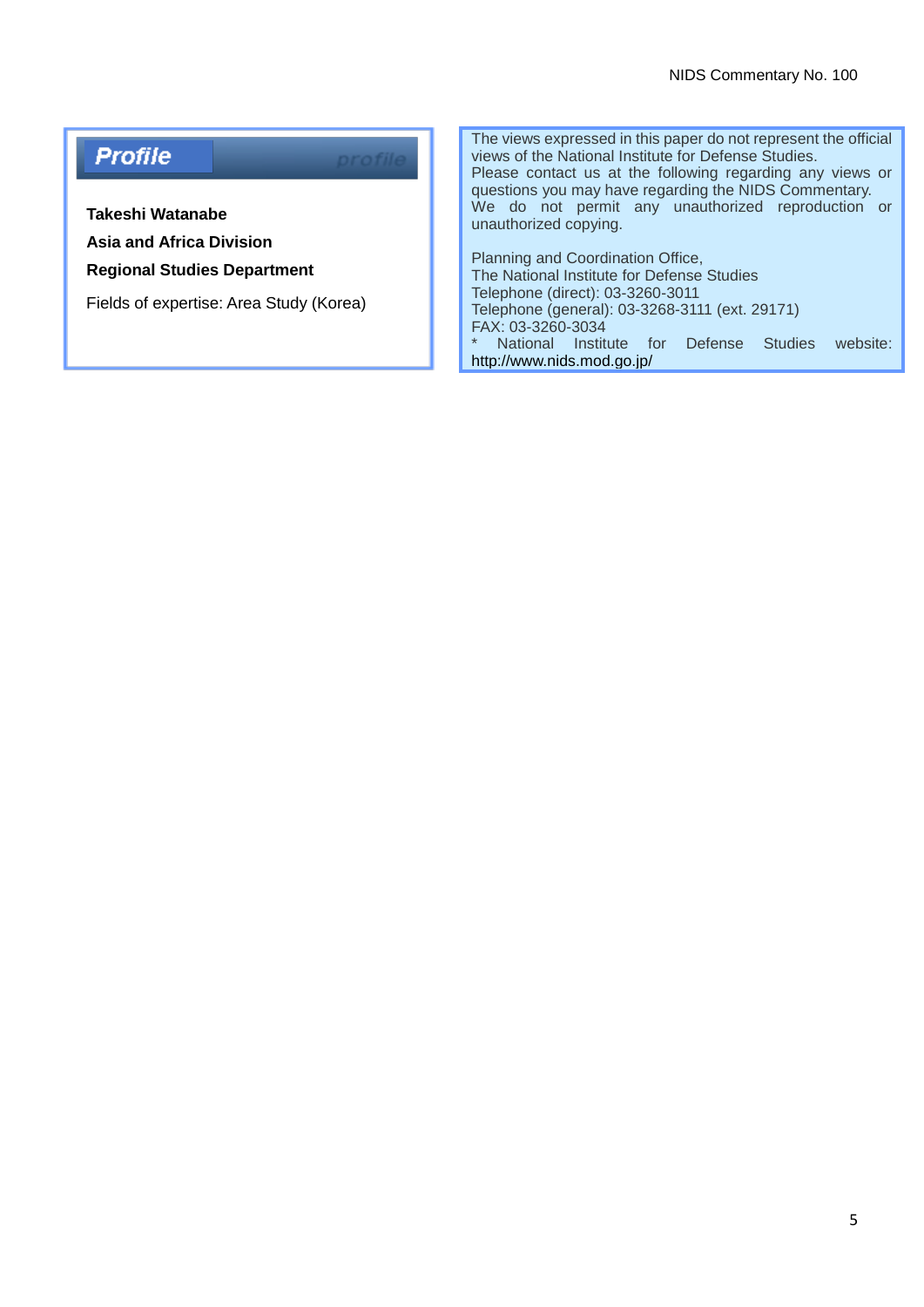## Profile

**Takeshi Watanabe**

**Asia and Africa Division**

**Regional Studies Department**

Fields of expertise: Area Study (Korea)

The views expressed in this paper do not represent the official views of the National Institute for Defense Studies.
Please contact us at the following regarding any views or questions you may have regarding the NIDS Commentary.
We do not permit any unauthorized reproduction or unauthorized copying.

Planning and Coordination Office,
The National Institute for Defense Studies
Telephone (direct): 03-3260-3011
Telephone (general): 03-3268-3111 (ext. 29171)
FAX: 03-3260-3034
* National Institute for Defense Studies website: http://www.nids.mod.go.jp/